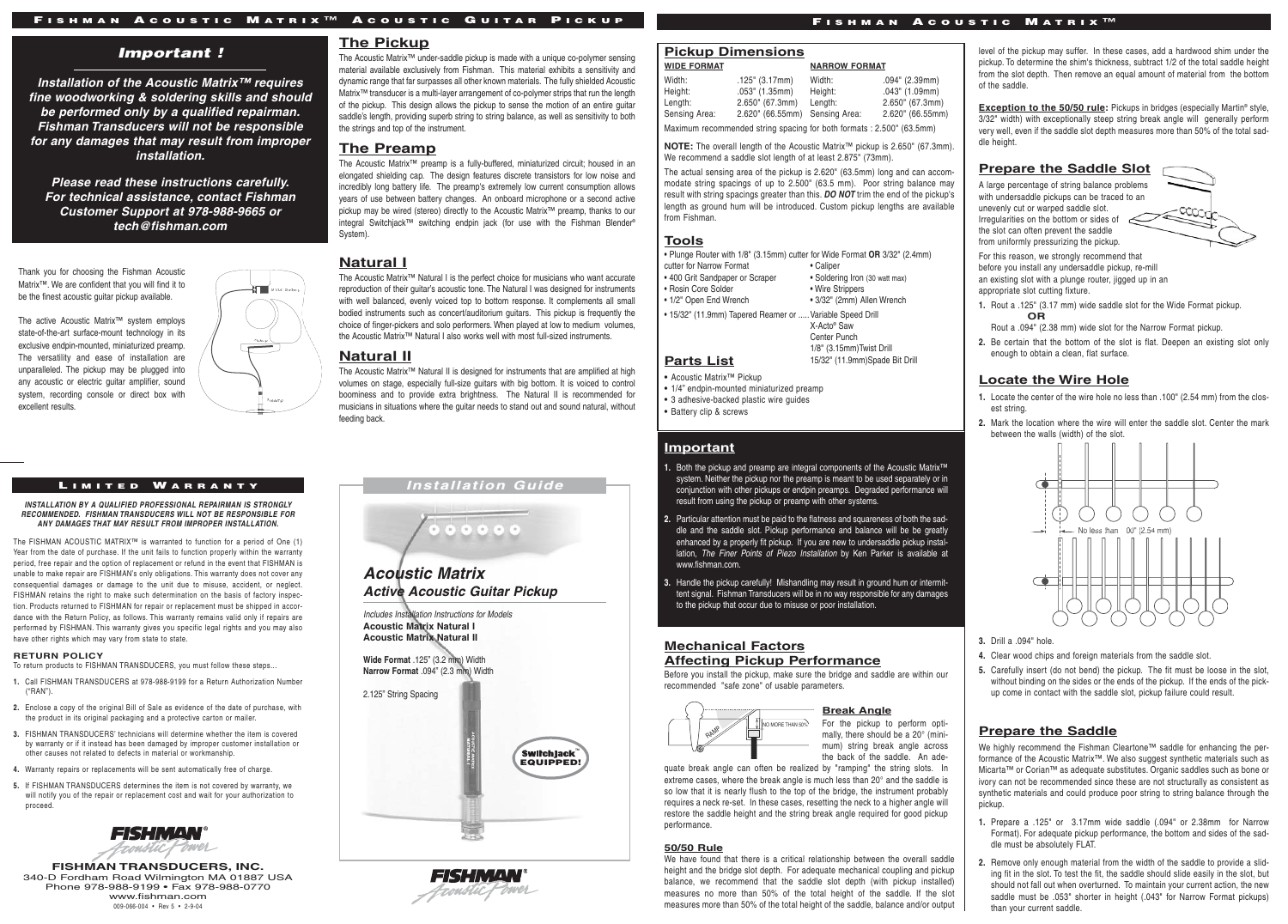### *Important !*

***Installation of the Acoustic Matrix™ requires fine woodworking & soldering skills and should be performed only by a qualified repairman. Fishman Transducers will not be responsible for any damages that may result from improper installation.***

***Please read these instructions carefully. For technical assistance, contact Fishman Customer Support at 978-988-9665 or tech@fishman.com***

Thank you for choosing the Fishman Acoustic Matrix™. We are confident that you will find it to be the finest acoustic guitar pickup available.

The active Acoustic Matrix™ system employs state-of-the-art surface-mount technology in its exclusive endpin-mounted, miniaturized preamp. The versatility and ease of installation are unparalleled. The pickup may be plugged into any acoustic or electric guitar amplifier, sound system, recording console or direct box with excellent results.

## The Pickup

The Acoustic Matrix™ under-saddle pickup is made with a unique co-polymer sensing material available exclusively from Fishman. This material exhibits a sensitivity and dynamic range that far surpasses all other known materials. The fully shielded Acoustic Matrix™ transducer is a multi-layer arrangement of co-polymer strips that run the length of the pickup. This design allows the pickup to sense the motion of an entire guitar saddle's length, providing superb string to string balance, as well as sensitivity to both the strings and top of the instrument.

## The Preamp

The Acoustic Matrix™ preamp is a fully-buffered, miniaturized circuit; housed in an elongated shielding cap. The design features discrete transistors for low noise and incredibly long battery life. The preamp's extremely low current consumption allows years of use between battery changes. An onboard microphone or a second active pickup may be wired (stereo) directly to the Acoustic Matrix™ preamp, thanks to our integral Switchjack™ switching endpin jack (for use with the Fishman Blender® System).

## Natural I

The Acoustic Matrix™ Natural I is the perfect choice for musicians who want accurate reproduction of their guitar's acoustic tone. The Natural I was designed for instruments with well balanced, evenly voiced top to bottom response. It complements all small bodied instruments such as concert/auditorium guitars. This pickup is frequently the choice of finger-pickers and solo performers. When played at low to medium volumes, the Acoustic Matrix™ Natural I also works well with most full-sized instruments.

## Natural II

The Acoustic Matrix™ Natural II is designed for instruments that are amplified at high volumes on stage, especially full-size guitars with big bottom. It is voiced to control boominess and to provide extra brightness. The Natural II is recommended for musicians in situations where the guitar needs to stand out and sound natural, without feeding back.

## Limited Warranty

***INSTALLATION BY A QUALIFIED PROFESSIONAL REPAIRMAN IS STRONGLY RECOMMENDED. FISHMAN TRANSDUCERS WILL NOT BE RESPONSIBLE FOR ANY DAMAGES THAT MAY RESULT FROM IMPROPER INSTALLATION.***

The FISHMAN ACOUSTIC MATRIX™ is warranted to function for a period of One (1) Year from the date of purchase. If the unit fails to function properly within the warranty period, free repair and the option of replacement or refund in the event that FISHMAN is unable to make repair are FISHMAN's only obligations. This warranty does not cover any consequential damages or damage to the unit due to misuse, accident, or neglect. FISHMAN retains the right to make such determination on the basis of factory inspection. Products returned to FISHMAN for repair or replacement must be shipped in accordance with the Return Policy, as follows. This warranty remains valid only if repairs are performed by FISHMAN. This warranty gives you specific legal rights and you may also have other rights which may vary from state to state.

### RETURN POLICY

To return products to FISHMAN TRANSDUCERS, you must follow these steps…

1. Call FISHMAN TRANSDUCERS at 978-988-9199 for a Return Authorization Number ("RAN").
2. Enclose a copy of the original Bill of Sale as evidence of the date of purchase, with the product in its original packaging and a protective carton or mailer.
3. FISHMAN TRANSDUCERS' technicians will determine whether the item is covered by warranty or if it instead has been damaged by improper customer installation or other causes not related to defects in material or workmanship.
4. Warranty repairs or replacements will be sent automatically free of charge.
5. If FISHMAN TRANSDUCERS determines the item is not covered by warranty, we will notify you of the repair or replacement cost and wait for your authorization to proceed.

**FISHMAN TRANSDUCERS, INC.**
340-D Fordham Road Wilmington MA 01887 USA
Phone 978-988-9199 • Fax 978-988-0770
www.fishman.com
009-066-004 • Rev 5 • 2-9-04

## *Installation Guide*

# *Acoustic Matrix*
## *Active Acoustic Guitar Pickup*

*Includes Installation Instructions for Models*
**Acoustic Matrix Natural I**
**Acoustic Matrix Natural II**

**Wide Format** .125" (3.2 mm) Width
**Narrow Format** .094" (2.3 mm) Width

2.125" String Spacing

Switchjack™ EQUIPPED!

## Pickup Dimensions

| WIDE FORMAT | | NARROW FORMAT | |
|---|---|---|---|
| Width: | .125" (3.17mm) | Width: | .094" (2.39mm) |
| Height: | .053" (1.35mm) | Height: | .043" (1.09mm) |
| Length: | 2.650" (67.3mm) | Length: | 2.650" (67.3mm) |
| Sensing Area: | 2.620" (66.55mm) | Sensing Area: | 2.620" (66.55mm) |

Maximum recommended string spacing for both formats : 2.500" (63.5mm)

**NOTE:** The overall length of the Acoustic Matrix™ pickup is 2.650" (67.3mm). We recommend a saddle slot length of at least 2.875" (73mm).

The actual sensing area of the pickup is 2.620" (63.5mm) long and can accommodate string spacings of up to 2.500" (63.5 mm). Poor string balance may result with string spacings greater than this. ***DO NOT*** trim the end of the pickup's length as ground hum will be introduced. Custom pickup lengths are available from Fishman.

## Tools

- Plunge Router with 1/8" (3.15mm) cutter for Wide Format **OR** 3/32" (2.4mm) cutter for Narrow Format
- Caliper
- 400 Grit Sandpaper or Scraper
- Soldering Iron (30 watt max)
- Rosin Core Solder
- Wire Strippers
- 1/2" Open End Wrench
- 3/32" (2mm) Allen Wrench
- 15/32" (11.9mm) Tapered Reamer or .....Variable Speed Drill
- X-Acto® Saw
- Center Punch
- 1/8" (3.15mm)Twist Drill
- 15/32" (11.9mm)Spade Bit Drill

## Parts List

- Acoustic Matrix™ Pickup
- 1/4" endpin-mounted miniaturized preamp
- 3 adhesive-backed plastic wire guides
- Battery clip & screws

## Important

1. Both the pickup and preamp are integral components of the Acoustic Matrix™ system. Neither the pickup nor the preamp is meant to be used separately or in conjunction with other pickups or endpin preamps. Degraded performance will result from using the pickup or preamp with other systems.
2. Particular attention must be paid to the flatness and squareness of both the saddle and the saddle slot. Pickup performance and balance will be be greatly enhanced by a properly fit pickup. If you are new to undersaddle pickup installation, *The Finer Points of Piezo Installation* by Ken Parker is available at www.fishman.com.
3. Handle the pickup carefully! Mishandling may result in ground hum or intermittent signal. Fishman Transducers will be in no way responsible for any damages to the pickup that occur due to misuse or poor installation.

## Mechanical Factors Affecting Pickup Performance

Before you install the pickup, make sure the bridge and saddle are within our recommended "safe zone" of usable parameters.

RAMP — NO MORE THAN 50%

### Break Angle

For the pickup to perform optimally, there should be a 20° (minimum) string break angle across the back of the saddle. An adequate break angle can often be realized by "ramping" the string slots. In extreme cases, where the break angle is much less than 20° and the saddle is so low that it is nearly flush to the top of the bridge, the instrument probably requires a neck re-set. In these cases, resetting the neck to a higher angle will restore the saddle height and the string break angle required for good pickup performance.

### 50/50 Rule

We have found that there is a critical relationship between the overall saddle height and the bridge slot depth. For adequate mechanical coupling and pickup balance, we recommend that the saddle slot depth (with pickup installed) measures no more than 50% of the total height of the saddle. If the slot measures more than 50% of the total height of the saddle, balance and/or output level of the pickup may suffer. In these cases, add a hardwood shim under the pickup. To determine the shim's thickness, subtract 1/2 of the total saddle height from the slot depth. Then remove an equal amount of material from the bottom of the saddle.

**Exception to the 50/50 rule:** Pickups in bridges (especially Martin® style, 3/32" width) with exceptionally steep string break angle will generally perform very well, even if the saddle slot depth measures more than 50% of the total saddle height.

## Prepare the Saddle Slot

A large percentage of string balance problems with undersaddle pickups can be traced to an unevenly cut or warped saddle slot. Irregularities on the bottom or sides of the slot can often prevent the saddle from uniformly pressurizing the pickup.

For this reason, we strongly recommend that before you install any undersaddle pickup, re-mill an existing slot with a plunge router, jigged up in an appropriate slot cutting fixture.

1. Rout a .125" (3.17 mm) wide saddle slot for the Wide Format pickup.
   **OR**
   Rout a .094" (2.38 mm) wide slot for the Narrow Format pickup.
2. Be certain that the bottom of the slot is flat. Deepen an existing slot only enough to obtain a clean, flat surface.

## Locate the Wire Hole

1. Locate the center of the wire hole no less than .100" (2.54 mm) from the closest string.
2. Mark the location where the wire will enter the saddle slot. Center the mark between the walls (width) of the slot.

No less than .100" (2.54 mm)

3. Drill a .094" hole.
4. Clear wood chips and foreign materials from the saddle slot.
5. Carefully insert (do not bend) the pickup. The fit must be loose in the slot, without binding on the sides or the ends of the pickup. If the ends of the pickup come in contact with the saddle slot, pickup failure could result.

## Prepare the Saddle

We highly recommend the Fishman Cleartone™ saddle for enhancing the performance of the Acoustic Matrix™. We also suggest synthetic materials such as Micarta™ or Corian™ as adequate substitutes. Organic saddles such as bone or ivory can not be recommended since these are not structurally as consistent as synthetic materials and could produce poor string to string balance through the pickup.

1. Prepare a .125" or 3.17mm wide saddle (.094" or 2.38mm for Narrow Format). For adequate pickup performance, the bottom and sides of the saddle must be absolutely FLAT.
2. Remove only enough material from the width of the saddle to provide a sliding fit in the slot. To test the fit, the saddle should slide easily in the slot, but should not fall out when overturned. To maintain your current action, the new saddle must be .053" shorter in height (.043" for Narrow Format pickups) than your current saddle.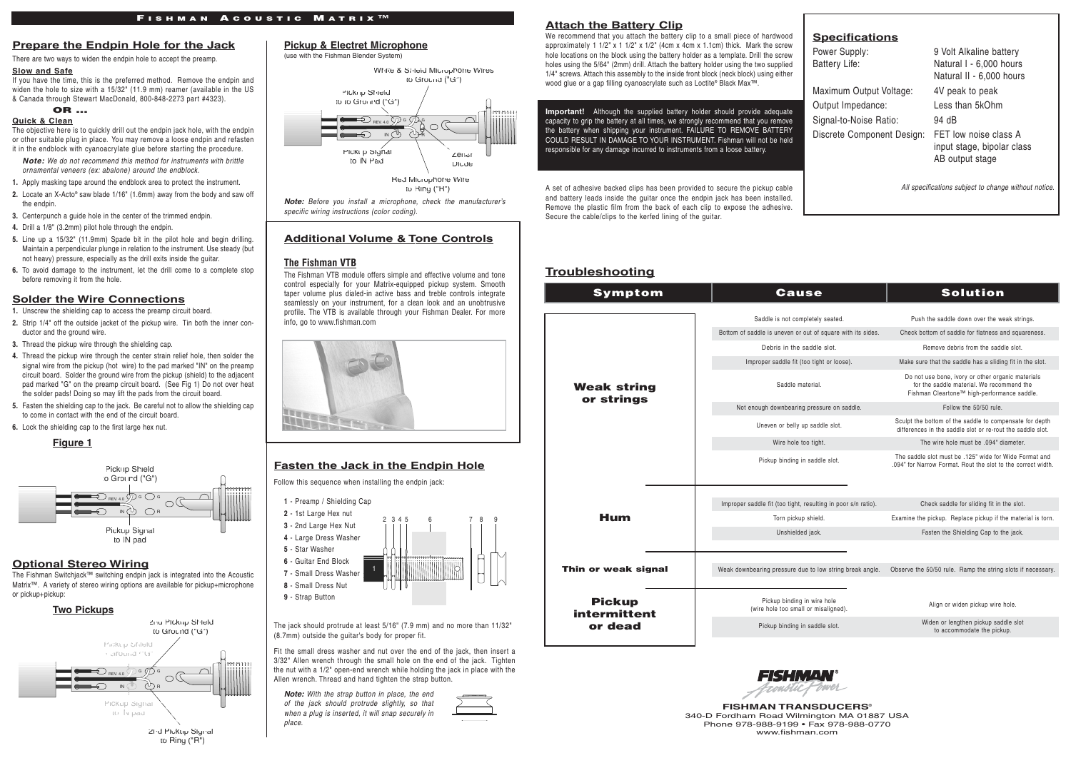## Prepare the Endpin Hole for the Jack

There are two ways to widen the endpin hole to accept the preamp.

**Slow and Safe**

If you have the time, this is the preferred method. Remove the endpin and widen the hole to size with a 15/32" (11.9 mm) reamer (available in the US & Canada through Stewart MacDonald, 800-848-2273 part #4323).

**OR ...**

**Quick & Clean**

The objective here is to quickly drill out the endpin jack hole, with the endpin or other suitable plug in place. You may remove a loose endpin and refasten it in the endblock with cyanoacrylate glue before starting the procedure.

***Note:*** *We do not recommend this method for instruments with brittle ornamental veneers (ex: abalone) around the endblock.*

1. Apply masking tape around the endblock area to protect the instrument.
2. Locate an X-Acto® saw blade 1/16" (1.6mm) away from the body and saw off the endpin.
3. Centerpunch a guide hole in the center of the trimmed endpin.
4. Drill a 1/8" (3.2mm) pilot hole through the endpin.
5. Line up a 15/32" (11.9mm) Spade bit in the pilot hole and begin drilling. Maintain a perpendicular plunge in relation to the instrument. Use steady (but not heavy) pressure, especially as the drill exits inside the guitar.
6. To avoid damage to the instrument, let the drill come to a complete stop before removing it from the hole.

## Solder the Wire Connections

1. Unscrew the shielding cap to access the preamp circuit board.
2. Strip 1/4" off the outside jacket of the pickup wire. Tin both the inner conductor and the ground wire.
3. Thread the pickup wire through the shielding cap.
4. Thread the pickup wire through the center strain relief hole, then solder the signal wire from the pickup (hot wire) to the pad marked "IN" on the preamp circuit board. Solder the ground wire from the pickup (shield) to the adjacent pad marked "G" on the preamp circuit board. (See Fig 1) Do not over heat the solder pads! Doing so may lift the pads from the circuit board.
5. Fasten the shielding cap to the jack. Be careful not to allow the shielding cap to come in contact with the end of the circuit board.
6. Lock the shielding cap to the first large hex nut.

### Figure 1

Pickup Shield to Ground ("G")

REV. 4.0 G G IN R

Pickup Signal to IN pad

## Optional Stereo Wiring

The Fishman Switchjack™ switching endpin jack is integrated into the Acoustic Matrix™. A variety of stereo wiring options are available for pickup+microphone or pickup+pickup:

### Two Pickups

2nd Pickup Shield to Ground ("G")

Pickup Shield to Ground "G"

REV. 4.0 G G IN R

Pickup Signal to IN pad

2nd Pickup Signal to Ring ("R")

### Pickup & Electret Microphone

(use with the Fishman Blender System)

White & Shield Microphone Wires to Ground ("G")

Pickup Shield to to Ground ("G")

REV. 4.0 G G IN R

Pickup Signal to IN Pad

Zener Diode

Red Microphone Wire to Ring ("R")

***Note:*** *Before you install a microphone, check the manufacturer's specific wiring instructions (color coding).*

## Additional Volume & Tone Controls

### The Fishman VTB

The Fishman VTB module offers simple and effective volume and tone control especially for your Matrix-equipped pickup system. Smooth taper volume plus dialed-in active bass and treble controls integrate seamlessly on your instrument, for a clean look and an unobtrusive profile. The VTB is available through your Fishman Dealer. For more info, go to www.fishman.com

## Fasten the Jack in the Endpin Hole

Follow this sequence when installing the endpin jack:

1 - Preamp / Shielding Cap
2 - 1st Large Hex nut
3 - 2nd Large Hex Nut
4 - Large Dress Washer
5 - Star Washer
6 - Guitar End Block
7 - Small Dress Washer
8 - Small Dress Nut
9 - Strap Button

2 3 4 5 6 7 8 9

1

The jack should protrude at least 5/16" (7.9 mm) and no more than 11/32" (8.7mm) outside the guitar's body for proper fit.

Fit the small dress washer and nut over the end of the jack, then insert a 3/32" Allen wrench through the small hole on the end of the jack. Tighten the nut with a 1/2" open-end wrench while holding the jack in place with the Allen wrench. Thread and hand tighten the strap button.

***Note:*** *With the strap button in place, the end of the jack should protrude slightly, so that when a plug is inserted, it will snap securely in place.*

## Attach the Battery Clip

We recommend that you attach the battery clip to a small piece of hardwood approximately 1 1/2" x 1 1/2" x 1/2" (4cm x 4cm x 1.1cm) thick. Mark the screw hole locations on the block using the battery holder as a template. Drill the screw holes using the 5/64" (2mm) drill. Attach the battery holder using the two supplied 1/4" screws. Attach this assembly to the inside front block (neck block) using either wood glue or a gap filling cyanoacrylate such as Loctite® Black Max™.

**Important!** Although the supplied battery holder should provide adequate capacity to grip the battery at all times, we strongly recommend that you remove the battery when shipping your instrument. FAILURE TO REMOVE BATTERY COULD RESULT IN DAMAGE TO YOUR INSTRUMENT. Fishman will not be held responsible for any damage incurred to instruments from a loose battery.

A set of adhesive backed clips has been provided to secure the pickup cable and battery leads inside the guitar once the endpin jack has been installed. Remove the plastic film from the back of each clip to expose the adhesive. Secure the cable/clips to the kerfed lining of the guitar.

## Specifications

| | |
|---|---|
| Power Supply: | 9 Volt Alkaline battery |
| Battery Life: | Natural I - 6,000 hours<br>Natural II - 6,000 hours |
| Maximum Output Voltage: | 4V peak to peak |
| Output Impedance: | Less than 5kOhm |
| Signal-to-Noise Ratio: | 94 dB |
| Discrete Component Design: | FET low noise class A input stage, bipolar class AB output stage |

*All specifications subject to change without notice.*

## Troubleshooting

| Symptom | Cause | Solution |
|---|---|---|
| **Weak string or strings** | Saddle is not completely seated. | Push the saddle down over the weak strings. |
| | Bottom of saddle is uneven or out of square with its sides. | Check bottom of saddle for flatness and squareness. |
| | Debris in the saddle slot. | Remove debris from the saddle slot. |
| | Improper saddle fit (too tight or loose). | Make sure that the saddle has a sliding fit in the slot. |
| | Saddle material. | Do not use bone, ivory or other organic materials for the saddle material. We recommend the Fishman Cleartone™ high-performance saddle. |
| | Not enough downbearing pressure on saddle. | Follow the 50/50 rule. |
| | Uneven or belly up saddle slot. | Sculpt the bottom of the saddle to compensate for depth differences in the saddle slot or re-rout the saddle slot. |
| | Wire hole too tight. | The wire hole must be .094" diameter. |
| | Pickup binding in saddle slot. | The saddle slot must be .125" wide for Wide Format and .094" for Narrow Format. Rout the slot to the correct width. |
| **Hum** | Improper saddle fit (too tight, resulting in poor s/n ratio). | Check saddle for sliding fit in the slot. |
| | Torn pickup shield. | Examine the pickup. Replace pickup if the material is torn. |
| | Unshielded jack. | Fasten the Shielding Cap to the jack. |
| **Thin or weak signal** | Weak downbearing pressure due to low string break angle. | Observe the 50/50 rule. Ramp the string slots if necessary. |
| **Pickup intermittent or dead** | Pickup binding in wire hole (wire hole too small or misaligned). | Align or widen pickup wire hole. |
| | Pickup binding in saddle slot. | Widen or lengthen pickup saddle slot to accommodate the pickup. |

FISHMAN® Acoustic Power

**FISHMAN TRANSDUCERS®**
340-D Fordham Road Wilmington MA 01887 USA
Phone 978-988-9199 • Fax 978-988-0770
www.fishman.com